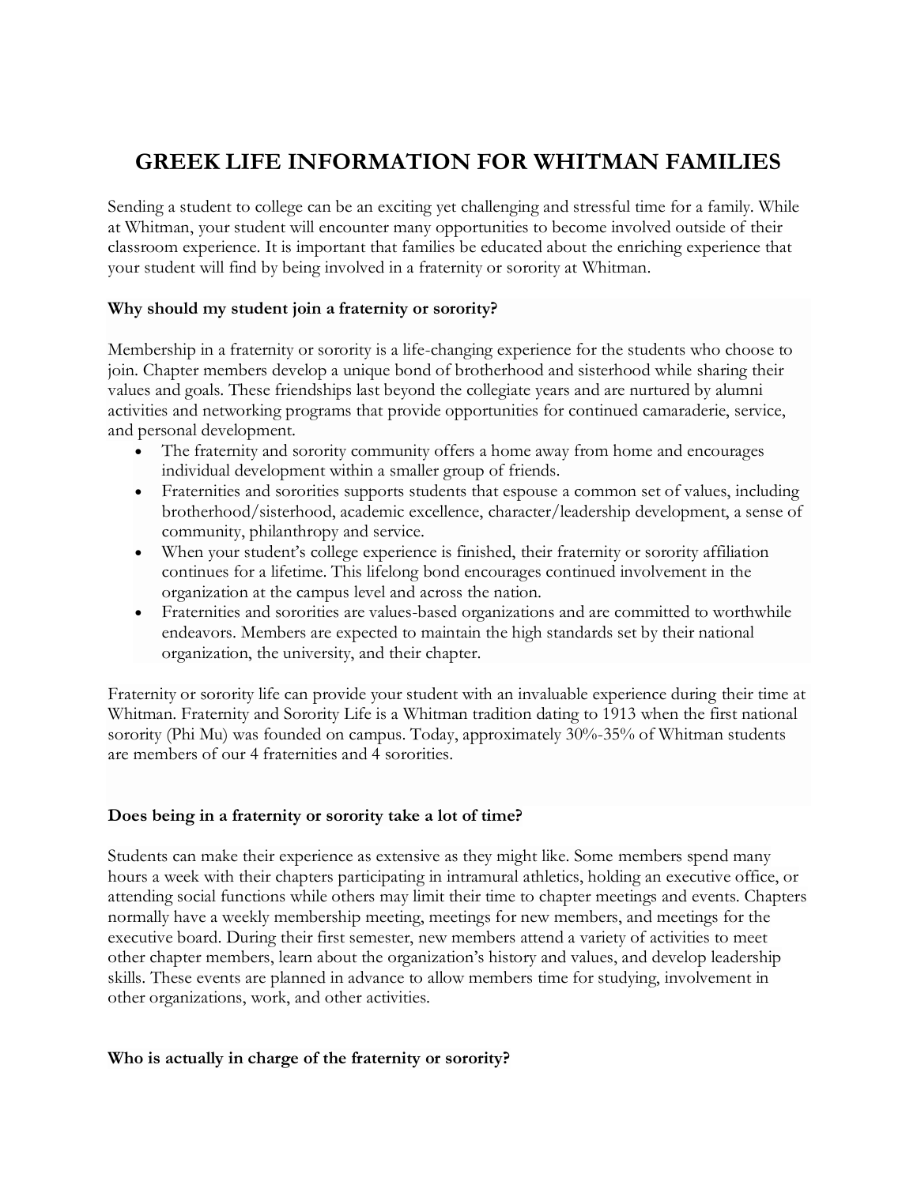# GREEK LIFE INFORMATION FOR WHITMAN FAMILIES

Sending a student to college can be an exciting yet challenging and stressful time for a family. While at Whitman, your student will encounter many opportunities to become involved outside of their classroom experience. It is important that families be educated about the enriching experience that your student will find by being involved in a fraternity or sorority at Whitman.

**Why should my student join a fraternity or sorority?**

Membership in a fraternity or sorority is a life-changing experience for the students who choose to join. Chapter members develop a unique bond of brotherhood and sisterhood while sharing their values and goals. These friendships last beyond the collegiate years and are nurtured by alumni activities and networking programs that provide opportunities for continued camaraderie, service, and personal development.

- The fraternity and sorority community offers a home away from home and encourages individual development within a smaller group of friends.
- Fraternities and sororities supports students that espouse a common set of values, including brotherhood/sisterhood, academic excellence, character/leadership development, a sense of community, philanthropy and service.
- When your student's college experience is finished, their fraternity or sorority affiliation continues for a lifetime. This lifelong bond encourages continued involvement in the organization at the campus level and across the nation.
- Fraternities and sororities are values-based organizations and are committed to worthwhile endeavors. Members are expected to maintain the high standards set by their national organization, the university, and their chapter.

Fraternity or sorority life can provide your student with an invaluable experience during their time at Whitman. Fraternity and Sorority Life is a Whitman tradition dating to 1913 when the first national sorority (Phi Mu) was founded on campus. Today, approximately 30%-35% of Whitman students are members of our 4 fraternities and 4 sororities.

**Does being in a fraternity or sorority take a lot of time?**

Students can make their experience as extensive as they might like. Some members spend many hours a week with their chapters participating in intramural athletics, holding an executive office, or attending social functions while others may limit their time to chapter meetings and events. Chapters normally have a weekly membership meeting, meetings for new members, and meetings for the executive board. During their first semester, new members attend a variety of activities to meet other chapter members, learn about the organization's history and values, and develop leadership skills. These events are planned in advance to allow members time for studying, involvement in other organizations, work, and other activities.

**Who is actually in charge of the fraternity or sorority?**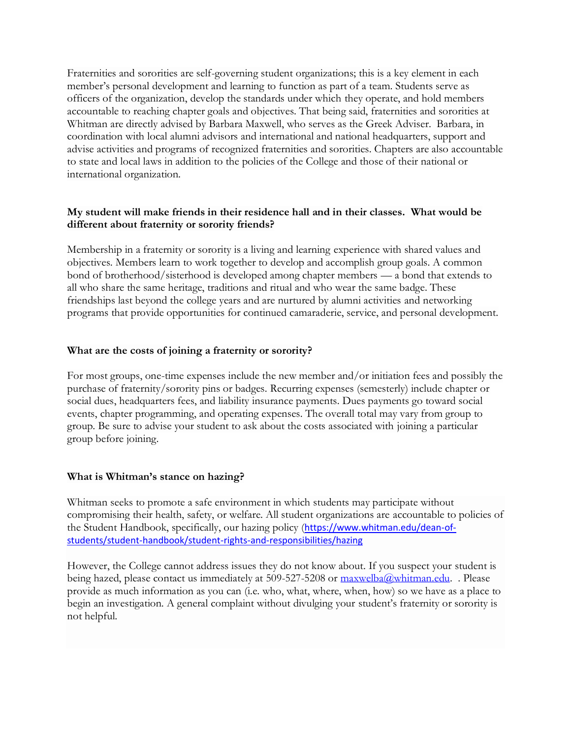Fraternities and sororities are self-governing student organizations; this is a key element in each member's personal development and learning to function as part of a team. Students serve as officers of the organization, develop the standards under which they operate, and hold members accountable to reaching chapter goals and objectives. That being said, fraternities and sororities at Whitman are directly advised by Barbara Maxwell, who serves as the Greek Adviser. Barbara, in coordination with local alumni advisors and international and national headquarters, support and advise activities and programs of recognized fraternities and sororities. Chapters are also accountable to state and local laws in addition to the policies of the College and those of their national or international organization.

**My student will make friends in their residence hall and in their classes. What would be different about fraternity or sorority friends?**

Membership in a fraternity or sorority is a living and learning experience with shared values and objectives. Members learn to work together to develop and accomplish group goals. A common bond of brotherhood/sisterhood is developed among chapter members — a bond that extends to all who share the same heritage, traditions and ritual and who wear the same badge. These friendships last beyond the college years and are nurtured by alumni activities and networking programs that provide opportunities for continued camaraderie, service, and personal development.

**What are the costs of joining a fraternity or sorority?**

For most groups, one-time expenses include the new member and/or initiation fees and possibly the purchase of fraternity/sorority pins or badges. Recurring expenses (semesterly) include chapter or social dues, headquarters fees, and liability insurance payments. Dues payments go toward social events, chapter programming, and operating expenses. The overall total may vary from group to group. Be sure to advise your student to ask about the costs associated with joining a particular group before joining.

**What is Whitman's stance on hazing?**

Whitman seeks to promote a safe environment in which students may participate without compromising their health, safety, or welfare. All student organizations are accountable to policies of the Student Handbook, specifically, our hazing policy (https://www.whitman.edu/dean-of-students/student-handbook/student-rights-and-responsibilities/hazing

However, the College cannot address issues they do not know about. If you suspect your student is being hazed, please contact us immediately at 509-527-5208 or maxwelba@whitman.edu. . Please provide as much information as you can (i.e. who, what, where, when, how) so we have as a place to begin an investigation. A general complaint without divulging your student's fraternity or sorority is not helpful.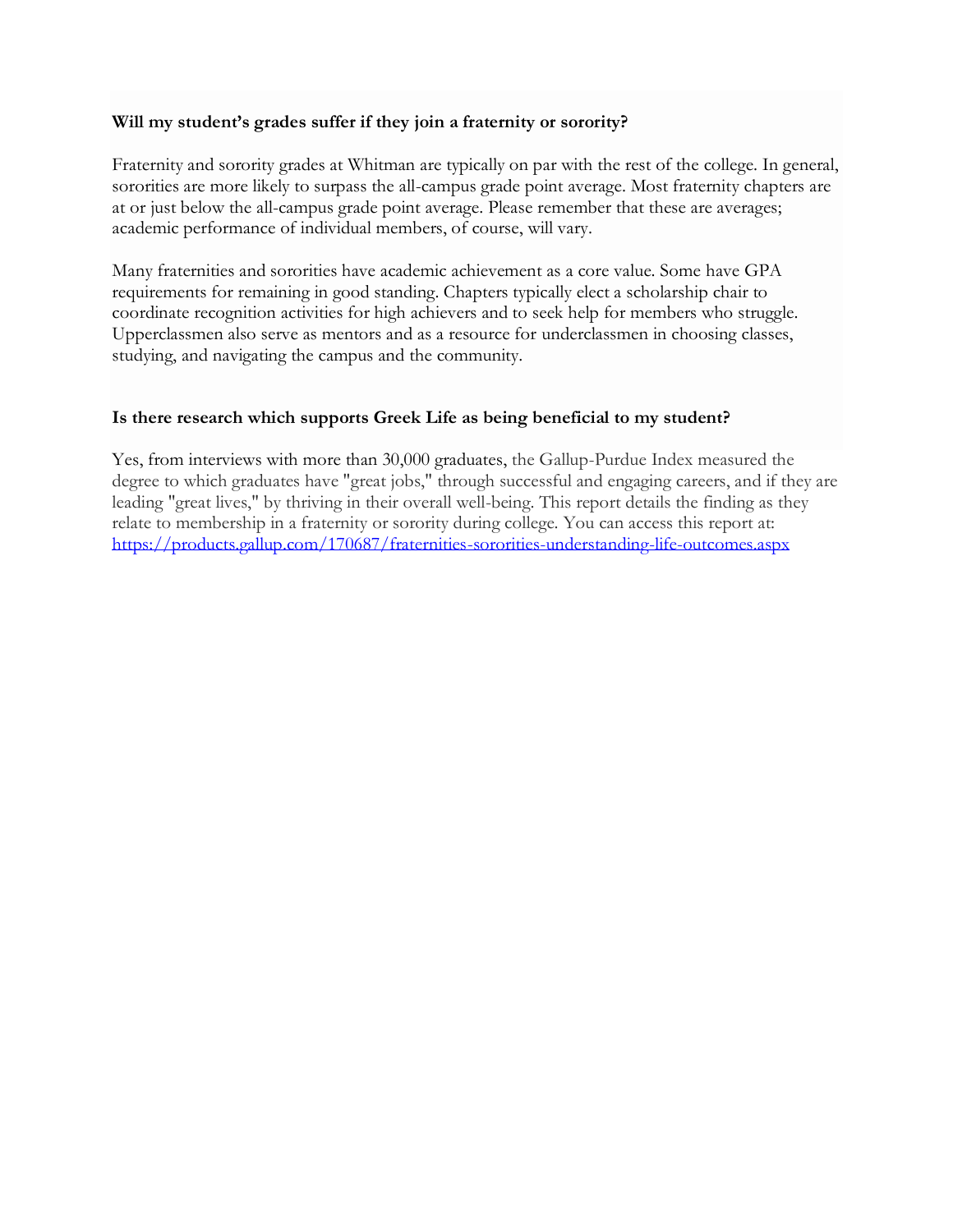**Will my student's grades suffer if they join a fraternity or sorority?**

Fraternity and sorority grades at Whitman are typically on par with the rest of the college. In general, sororities are more likely to surpass the all-campus grade point average. Most fraternity chapters are at or just below the all-campus grade point average. Please remember that these are averages; academic performance of individual members, of course, will vary.

Many fraternities and sororities have academic achievement as a core value. Some have GPA requirements for remaining in good standing. Chapters typically elect a scholarship chair to coordinate recognition activities for high achievers and to seek help for members who struggle. Upperclassmen also serve as mentors and as a resource for underclassmen in choosing classes, studying, and navigating the campus and the community.

**Is there research which supports Greek Life as being beneficial to my student?**

Yes, from interviews with more than 30,000 graduates, the Gallup-Purdue Index measured the degree to which graduates have "great jobs," through successful and engaging careers, and if they are leading "great lives," by thriving in their overall well-being. This report details the finding as they relate to membership in a fraternity or sorority during college. You can access this report at: https://products.gallup.com/170687/fraternities-sororities-understanding-life-outcomes.aspx